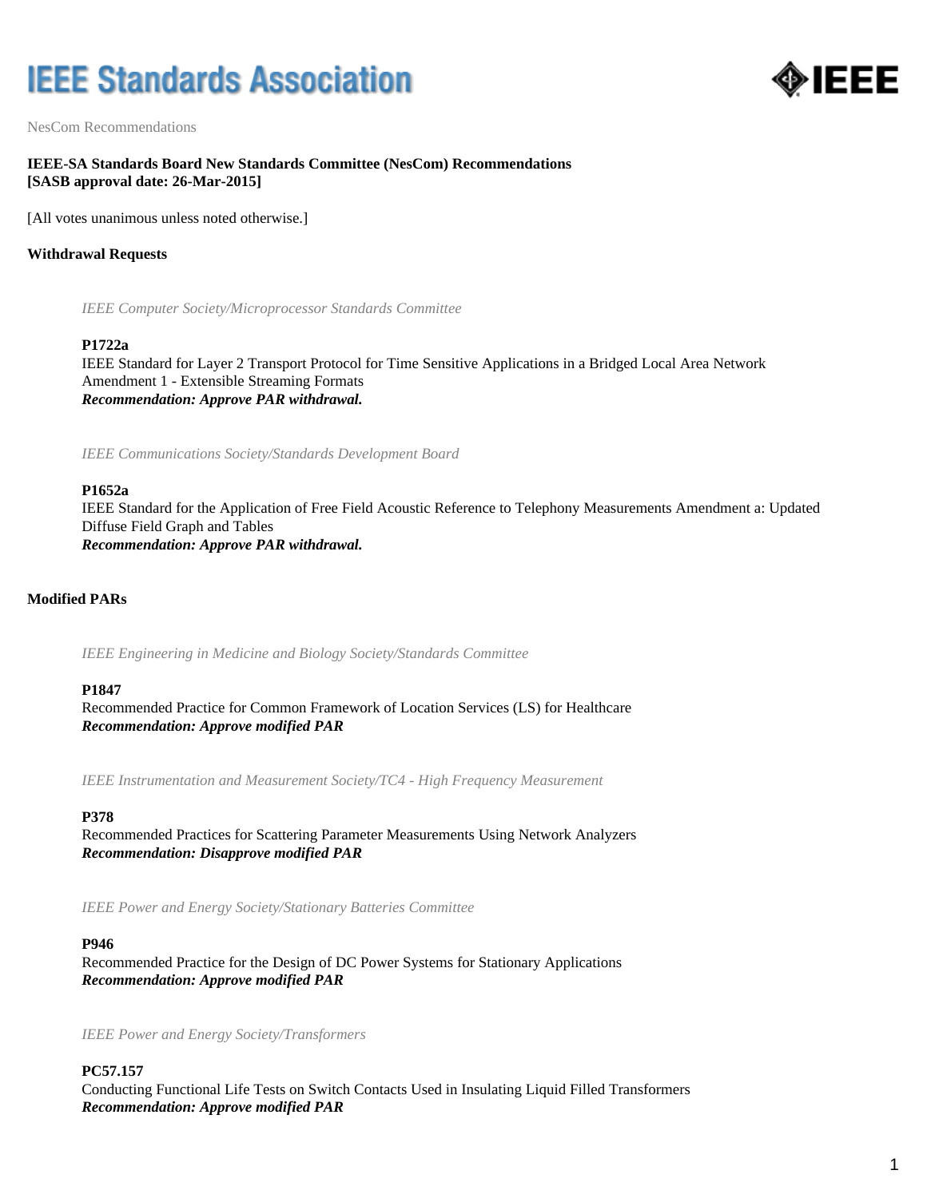# IEEE Standards Association

NesCom Recommendations

**IEEE-SA Standards Board New Standards Committee (NesCom) Recommendations**
**[SASB approval date: 26-Mar-2015]**

[All votes unanimous unless noted otherwise.]

## Withdrawal Requests

*IEEE Computer Society/Microprocessor Standards Committee*

**P1722a**
IEEE Standard for Layer 2 Transport Protocol for Time Sensitive Applications in a Bridged Local Area Network Amendment 1 - Extensible Streaming Formats
***Recommendation: Approve PAR withdrawal.***

*IEEE Communications Society/Standards Development Board*

**P1652a**
IEEE Standard for the Application of Free Field Acoustic Reference to Telephony Measurements Amendment a: Updated Diffuse Field Graph and Tables
***Recommendation: Approve PAR withdrawal.***

## Modified PARs

*IEEE Engineering in Medicine and Biology Society/Standards Committee*

**P1847**
Recommended Practice for Common Framework of Location Services (LS) for Healthcare
***Recommendation: Approve modified PAR***

*IEEE Instrumentation and Measurement Society/TC4 - High Frequency Measurement*

**P378**
Recommended Practices for Scattering Parameter Measurements Using Network Analyzers
***Recommendation: Disapprove modified PAR***

*IEEE Power and Energy Society/Stationary Batteries Committee*

**P946**
Recommended Practice for the Design of DC Power Systems for Stationary Applications
***Recommendation: Approve modified PAR***

*IEEE Power and Energy Society/Transformers*

**PC57.157**
Conducting Functional Life Tests on Switch Contacts Used in Insulating Liquid Filled Transformers
***Recommendation: Approve modified PAR***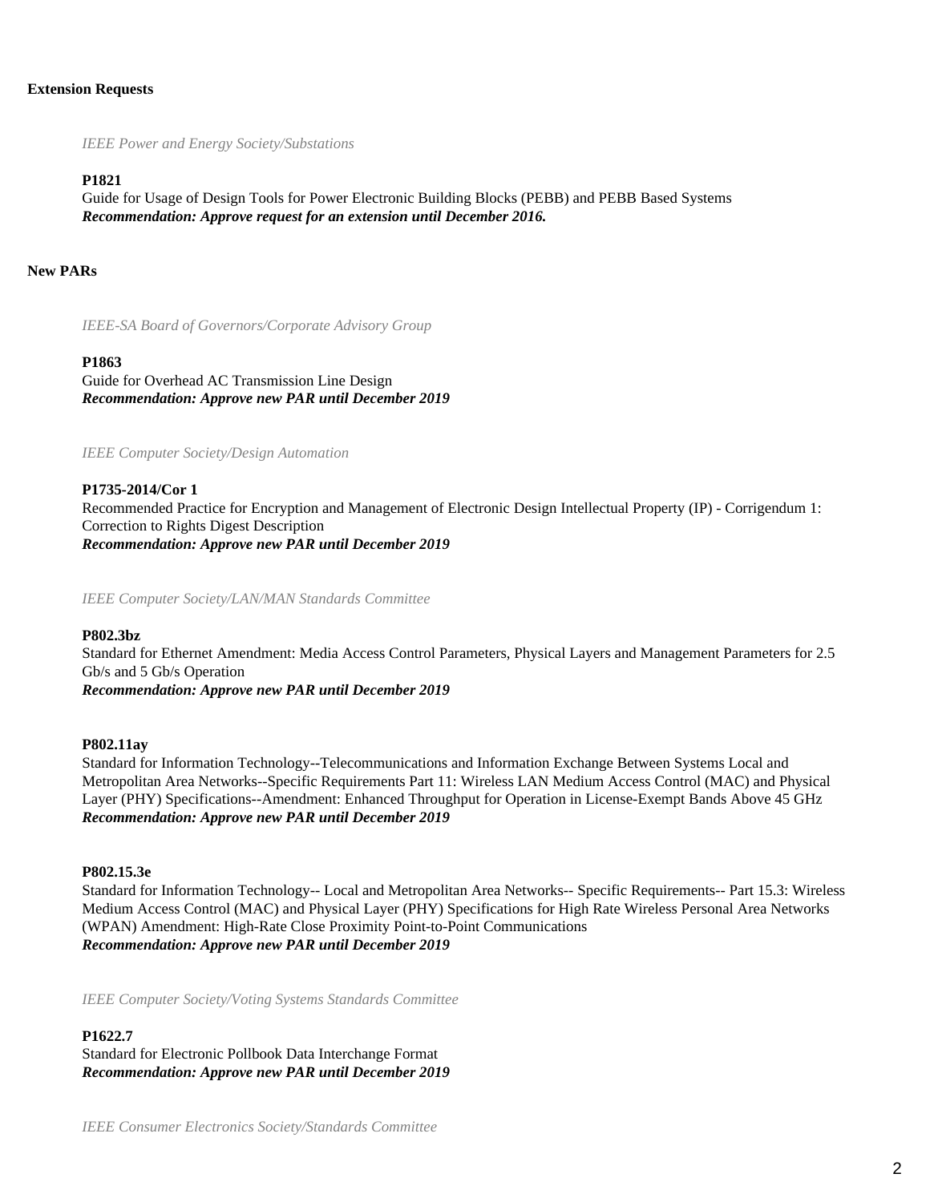**Extension Requests**

*IEEE Power and Energy Society/Substations*

**P1821**
Guide for Usage of Design Tools for Power Electronic Building Blocks (PEBB) and PEBB Based Systems
***Recommendation: Approve request for an extension until December 2016.***

**New PARs**

*IEEE-SA Board of Governors/Corporate Advisory Group*

**P1863**
Guide for Overhead AC Transmission Line Design
***Recommendation: Approve new PAR until December 2019***

*IEEE Computer Society/Design Automation*

**P1735-2014/Cor 1**
Recommended Practice for Encryption and Management of Electronic Design Intellectual Property (IP) - Corrigendum 1: Correction to Rights Digest Description
***Recommendation: Approve new PAR until December 2019***

*IEEE Computer Society/LAN/MAN Standards Committee*

**P802.3bz**
Standard for Ethernet Amendment: Media Access Control Parameters, Physical Layers and Management Parameters for 2.5 Gb/s and 5 Gb/s Operation
***Recommendation: Approve new PAR until December 2019***

**P802.11ay**
Standard for Information Technology--Telecommunications and Information Exchange Between Systems Local and Metropolitan Area Networks--Specific Requirements Part 11: Wireless LAN Medium Access Control (MAC) and Physical Layer (PHY) Specifications--Amendment: Enhanced Throughput for Operation in License-Exempt Bands Above 45 GHz
***Recommendation: Approve new PAR until December 2019***

**P802.15.3e**
Standard for Information Technology-- Local and Metropolitan Area Networks-- Specific Requirements-- Part 15.3: Wireless Medium Access Control (MAC) and Physical Layer (PHY) Specifications for High Rate Wireless Personal Area Networks (WPAN) Amendment: High-Rate Close Proximity Point-to-Point Communications
***Recommendation: Approve new PAR until December 2019***

*IEEE Computer Society/Voting Systems Standards Committee*

**P1622.7**
Standard for Electronic Pollbook Data Interchange Format
***Recommendation: Approve new PAR until December 2019***

*IEEE Consumer Electronics Society/Standards Committee*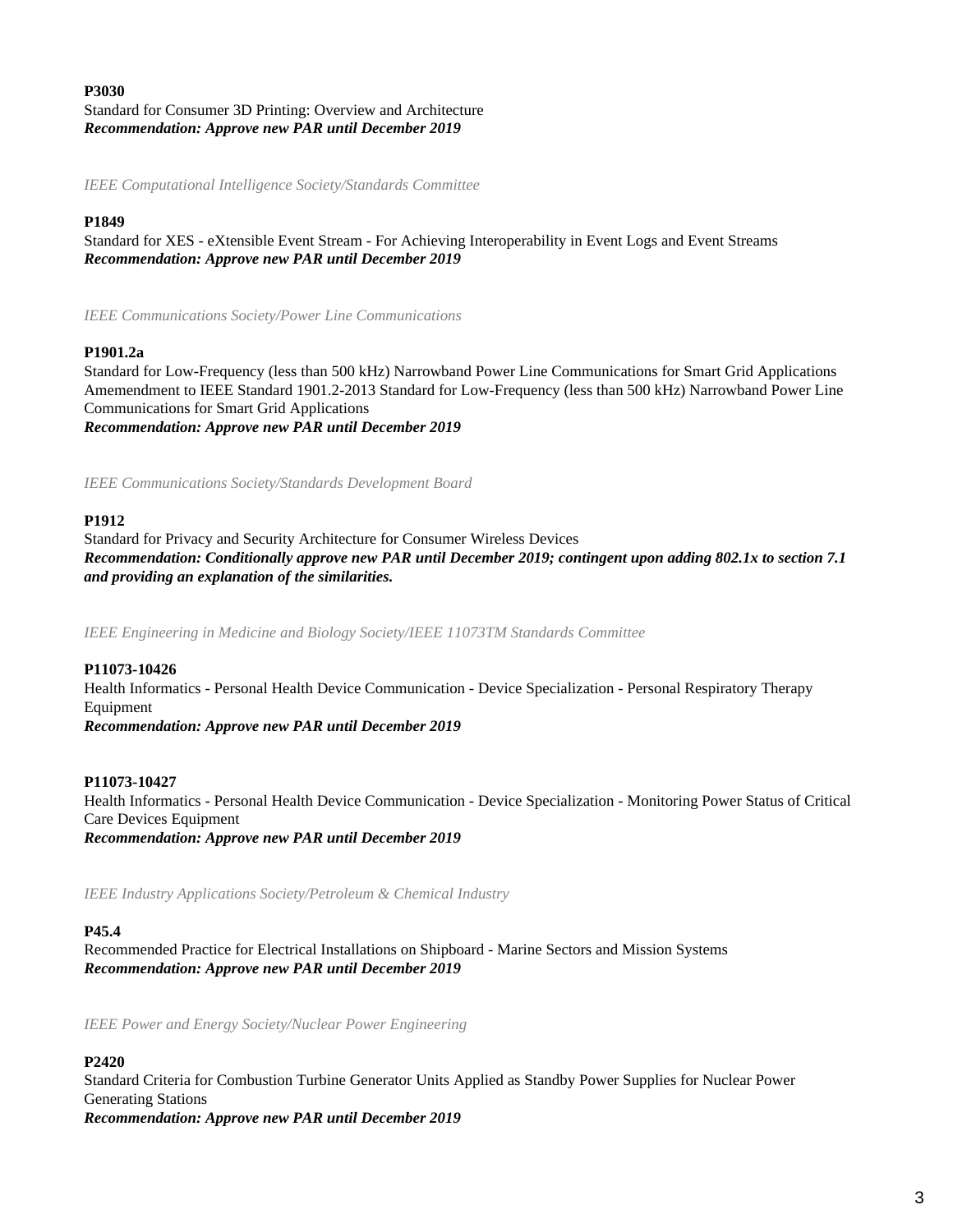**P3030**
Standard for Consumer 3D Printing: Overview and Architecture
***Recommendation: Approve new PAR until December 2019***

*IEEE Computational Intelligence Society/Standards Committee*

**P1849**
Standard for XES - eXtensible Event Stream - For Achieving Interoperability in Event Logs and Event Streams
***Recommendation: Approve new PAR until December 2019***

*IEEE Communications Society/Power Line Communications*

**P1901.2a**
Standard for Low-Frequency (less than 500 kHz) Narrowband Power Line Communications for Smart Grid Applications Amemendment to IEEE Standard 1901.2-2013 Standard for Low-Frequency (less than 500 kHz) Narrowband Power Line Communications for Smart Grid Applications
***Recommendation: Approve new PAR until December 2019***

*IEEE Communications Society/Standards Development Board*

**P1912**
Standard for Privacy and Security Architecture for Consumer Wireless Devices
***Recommendation: Conditionally approve new PAR until December 2019; contingent upon adding 802.1x to section 7.1 and providing an explanation of the similarities.***

*IEEE Engineering in Medicine and Biology Society/IEEE 11073TM Standards Committee*

**P11073-10426**
Health Informatics - Personal Health Device Communication - Device Specialization - Personal Respiratory Therapy Equipment
***Recommendation: Approve new PAR until December 2019***

**P11073-10427**
Health Informatics - Personal Health Device Communication - Device Specialization - Monitoring Power Status of Critical Care Devices Equipment
***Recommendation: Approve new PAR until December 2019***

*IEEE Industry Applications Society/Petroleum & Chemical Industry*

**P45.4**
Recommended Practice for Electrical Installations on Shipboard - Marine Sectors and Mission Systems
***Recommendation: Approve new PAR until December 2019***

*IEEE Power and Energy Society/Nuclear Power Engineering*

**P2420**
Standard Criteria for Combustion Turbine Generator Units Applied as Standby Power Supplies for Nuclear Power Generating Stations
***Recommendation: Approve new PAR until December 2019***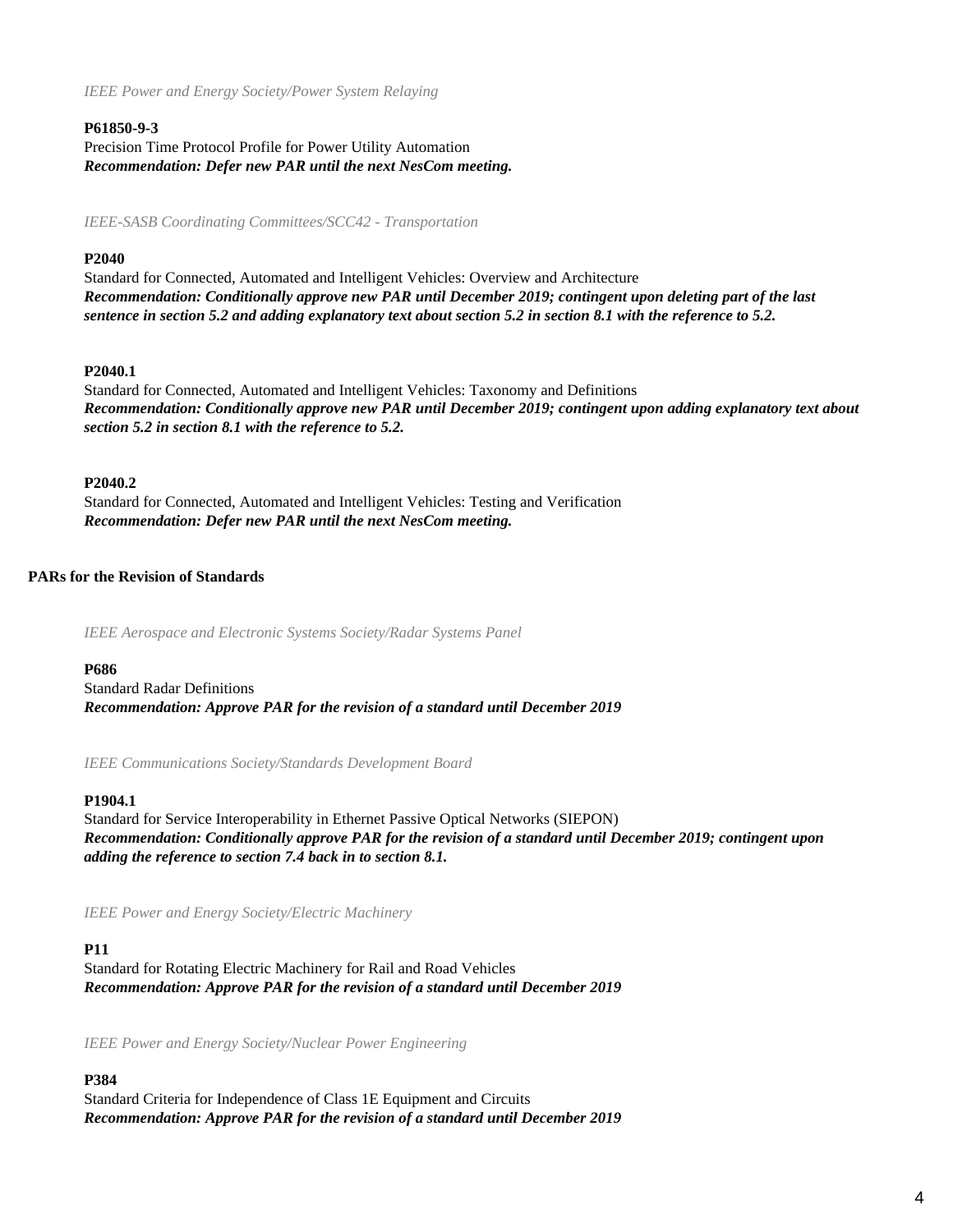*IEEE Power and Energy Society/Power System Relaying*

**P61850-9-3**
Precision Time Protocol Profile for Power Utility Automation
***Recommendation: Defer new PAR until the next NesCom meeting.***

*IEEE-SASB Coordinating Committees/SCC42 - Transportation*

**P2040**
Standard for Connected, Automated and Intelligent Vehicles: Overview and Architecture
***Recommendation: Conditionally approve new PAR until December 2019; contingent upon deleting part of the last sentence in section 5.2 and adding explanatory text about section 5.2 in section 8.1 with the reference to 5.2.***

**P2040.1**
Standard for Connected, Automated and Intelligent Vehicles: Taxonomy and Definitions
***Recommendation: Conditionally approve new PAR until December 2019; contingent upon adding explanatory text about section 5.2 in section 8.1 with the reference to 5.2.***

**P2040.2**
Standard for Connected, Automated and Intelligent Vehicles: Testing and Verification
***Recommendation: Defer new PAR until the next NesCom meeting.***

## PARs for the Revision of Standards

*IEEE Aerospace and Electronic Systems Society/Radar Systems Panel*

**P686**
Standard Radar Definitions
***Recommendation: Approve PAR for the revision of a standard until December 2019***

*IEEE Communications Society/Standards Development Board*

**P1904.1**
Standard for Service Interoperability in Ethernet Passive Optical Networks (SIEPON)
***Recommendation: Conditionally approve PAR for the revision of a standard until December 2019; contingent upon adding the reference to section 7.4 back in to section 8.1.***

*IEEE Power and Energy Society/Electric Machinery*

**P11**
Standard for Rotating Electric Machinery for Rail and Road Vehicles
***Recommendation: Approve PAR for the revision of a standard until December 2019***

*IEEE Power and Energy Society/Nuclear Power Engineering*

**P384**
Standard Criteria for Independence of Class 1E Equipment and Circuits
***Recommendation: Approve PAR for the revision of a standard until December 2019***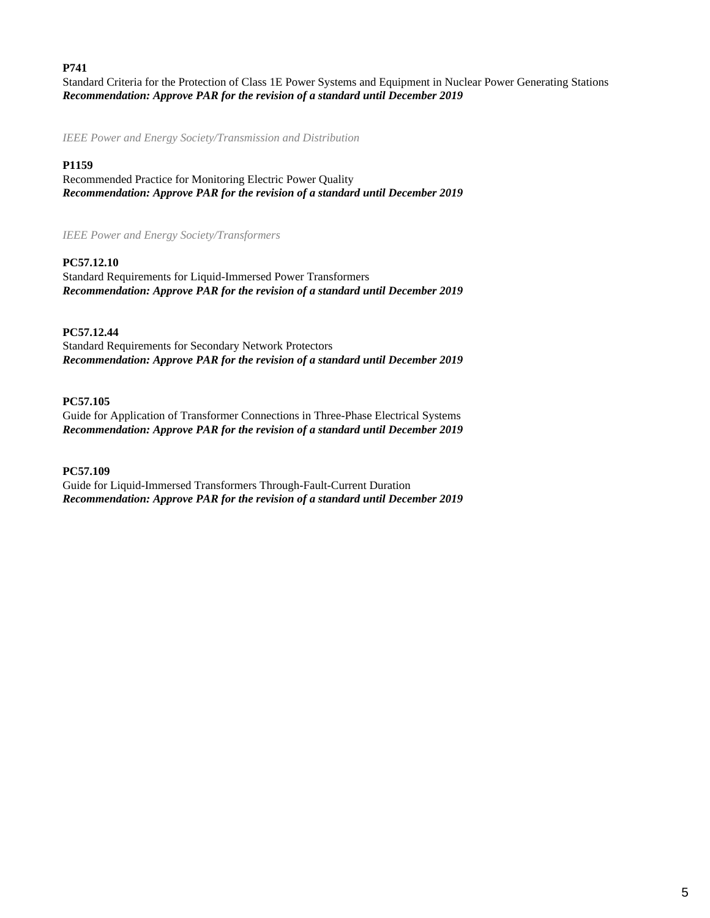**P741**
Standard Criteria for the Protection of Class 1E Power Systems and Equipment in Nuclear Power Generating Stations
***Recommendation: Approve PAR for the revision of a standard until December 2019***

*IEEE Power and Energy Society/Transmission and Distribution*

**P1159**
Recommended Practice for Monitoring Electric Power Quality
***Recommendation: Approve PAR for the revision of a standard until December 2019***

*IEEE Power and Energy Society/Transformers*

**PC57.12.10**
Standard Requirements for Liquid-Immersed Power Transformers
***Recommendation: Approve PAR for the revision of a standard until December 2019***

**PC57.12.44**
Standard Requirements for Secondary Network Protectors
***Recommendation: Approve PAR for the revision of a standard until December 2019***

**PC57.105**
Guide for Application of Transformer Connections in Three-Phase Electrical Systems
***Recommendation: Approve PAR for the revision of a standard until December 2019***

**PC57.109**
Guide for Liquid-Immersed Transformers Through-Fault-Current Duration
***Recommendation: Approve PAR for the revision of a standard until December 2019***